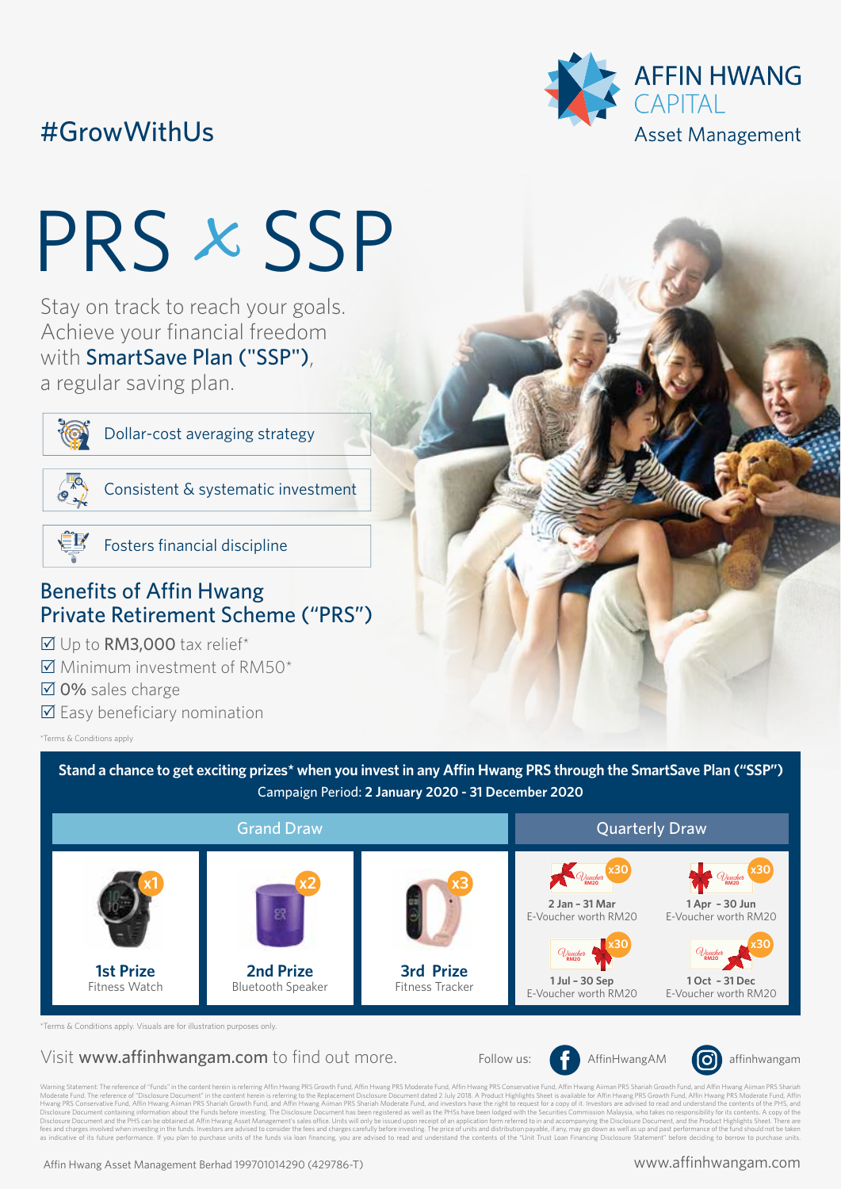#GrowWithUs

AFFIN HWANG CAPITAL
Asset Management

# PRS x SSP

Stay on track to reach your goals. Achieve your financial freedom with **SmartSave Plan ("SSP")**, a regular saving plan.

- Dollar-cost averaging strategy
- Consistent & systematic investment
- Fosters financial discipline

## Benefits of Affin Hwang Private Retirement Scheme ("PRS")

☑ Up to **RM3,000** tax relief*
☑ Minimum investment of RM50*
☑ **0%** sales charge
☑ Easy beneficiary nomination

*Terms & Conditions apply

**Stand a chance to get exciting prizes* when you invest in any Affin Hwang PRS through the SmartSave Plan ("SSP")**
Campaign Period: **2 January 2020 - 31 December 2020**

### Grand Draw

| Prize | Item | Quantity |
|---|---|---|
| **1st Prize** | Fitness Watch | x1 |
| **2nd Prize** | Bluetooth Speaker | x2 |
| **3rd Prize** | Fitness Tracker | x3 |

### Quarterly Draw

| Period | Prize | Quantity |
|---|---|---|
| **2 Jan - 31 Mar** | E-Voucher worth RM20 | x30 |
| **1 Apr - 30 Jun** | E-Voucher worth RM20 | x30 |
| **1 Jul - 30 Sep** | E-Voucher worth RM20 | x30 |
| **1 Oct - 31 Dec** | E-Voucher worth RM20 | x30 |

*Terms & Conditions apply. Visuals are for illustration purposes only.

Visit **www.affinhwangam.com** to find out more.

Follow us: AffinHwangAM | affinhwangam

Warning Statement: The reference of "Funds" in the content herein is referring Affin Hwang PRS Growth Fund, Affin Hwang PRS Moderate Fund, Affin Hwang PRS Conservative Fund, Affin Hwang Aiiman PRS Shariah Growth Fund, and Affin Hwang Aiiman PRS Shariah Moderate Fund. The reference of "Disclosure Document" in the content herein is referring to the Replacement Disclosure Document dated 2 July 2018. A Product Highlights Sheet is available for Affin Hwang PRS Growth Fund, Affin Hwang PRS Moderate Fund, Affin Hwang PRS Conservative Fund, Affin Hwang Aiiman PRS Shariah Growth Fund, and Affin Hwang Aiiman PRS Shariah Moderate Fund, and investors have the right to request for a copy of it. Investors are advised to read and understand the contents of the PHS, and Disclosure Document containing information about the Funds before investing. The Disclosure Document has been registered as well as the PHSs have been lodged with the Securities Commission Malaysia, who takes no responsibility for its contents. A copy of the Disclosure Document and the PHS can be obtained at Affin Hwang Asset Management's sales office. Units will only be issued upon receipt of an application form referred to in and accompanying the Disclosure Document, and the Product Highlights Sheet. There are fees and charges involved when investing in the funds. Investors are advised to consider the fees and charges carefully before investing. The price of units and distribution payable, if any, may go down as well as up and past performance of the fund should not be taken as indicative of its future performance. If you plan to purchase units of the funds via loan financing, you are advised to read and understand the contents of the "Unit Trust Loan Financing Disclosure Statement" before deciding to borrow to purchase units.

Affin Hwang Asset Management Berhad 199701014290 (429786-T)

www.affinhwangam.com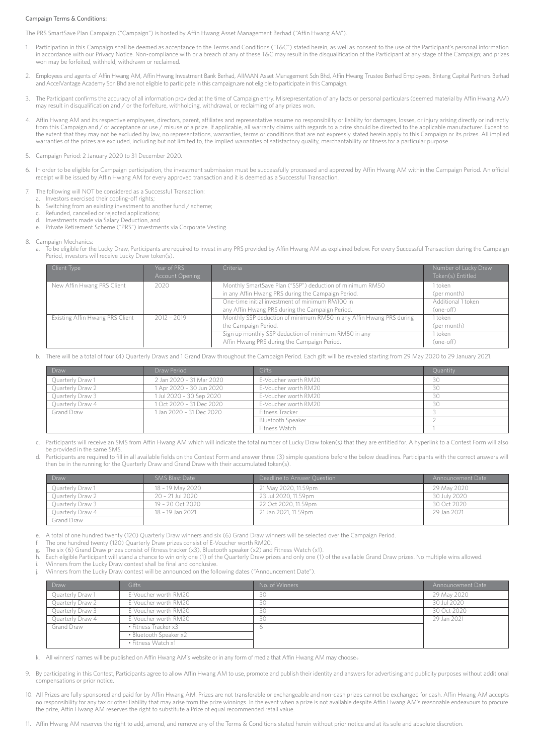Campaign Terms & Conditions:

The PRS SmartSave Plan Campaign ("Campaign") is hosted by Affin Hwang Asset Management Berhad ("Affin Hwang AM").

1. Participation in this Campaign shall be deemed as acceptance to the Terms and Conditions ("T&C") stated herein, as well as consent to the use of the Participant's personal information in accordance with our Privacy Notice. Non-compliance with or a breach of any of these T&C may result in the disqualification of the Participant at any stage of the Campaign; and prizes won may be forfeited, withheld, withdrawn or reclaimed.

2. Employees and agents of Affin Hwang AM, Affin Hwang Investment Bank Berhad, AIIMAN Asset Management Sdn Bhd, Affin Hwang Trustee Berhad Employees, Bintang Capital Partners Berhad and AccelVantage Academy Sdn Bhd are not eligible to participate in this campaign.are not eligible to participate in this Campaign.

3. The Participant confirms the accuracy of all information provided at the time of Campaign entry. Misrepresentation of any facts or personal particulars (deemed material by Affin Hwang AM) may result in disqualification and / or the forfeiture, withholding, withdrawal, or reclaiming of any prizes won.

4. Affin Hwang AM and its respective employees, directors, parent, affiliates and representative assume no responsibility or liability for damages, losses, or injury arising directly or indirectly from this Campaign and / or acceptance or use / misuse of a prize. If applicable, all warranty claims with regards to a prize should be directed to the applicable manufacturer. Except to the extent that they may not be excluded by law, no representations, warranties, terms or conditions that are not expressly stated herein apply to this Campaign or its prizes. All implied warranties of the prizes are excluded, including but not limited to, the implied warranties of satisfactory quality, merchantability or fitness for a particular purpose.

5. Campaign Period: 2 January 2020 to 31 December 2020.

6. In order to be eligible for Campaign participation, the investment submission must be successfully processed and approved by Affin Hwang AM within the Campaign Period. An official receipt will be issued by Affin Hwang AM for every approved transaction and it is deemed as a Successful Transaction.

7. The following will NOT be considered as a Successful Transaction:
   a. Investors exercised their cooling-off rights;
   b. Switching from an existing investment to another fund / scheme;
   c. Refunded, cancelled or rejected applications;
   d. Investments made via Salary Deduction, and
   e. Private Retirement Scheme ("PRS") investments via Corporate Vesting.

8. Campaign Mechanics:
   a. To be eligible for the Lucky Draw, Participants are required to invest in any PRS provided by Affin Hwang AM as explained below. For every Successful Transaction during the Campaign Period, investors will receive Lucky Draw token(s).

| Client Type | Year of PRS Account Opening | Criteria | Number of Lucky Draw Token(s) Entitled |
|---|---|---|---|
| New Affin Hwang PRS Client | 2020 | Monthly SmartSave Plan ("SSP") deduction of minimum RM50 in any Affin Hwang PRS during the Campaign Period. | 1 token (per month) |
| | | One-time initial investment of minimum RM100 in any Affin Hwang PRS during the Campaign Period. | Additional 1 token (one-off) |
| Existing Affin Hwang PRS Client | 2012 – 2019 | Monthly SSP deduction of minimum RM50 in any Affin Hwang PRS during the Campaign Period. | 1 token (per month) |
| | | Sign up monthly SSP deduction of minimum RM50 in any Affin Hwang PRS during the Campaign Period. | 1 token (one-off) |

   b. There will be a total of four (4) Quarterly Draws and 1 Grand Draw throughout the Campaign Period. Each gift will be revealed starting from 29 May 2020 to 29 January 2021.

| Draw | Draw Period | Gifts | Quantity |
|---|---|---|---|
| Quarterly Draw 1 | 2 Jan 2020 – 31 Mar 2020 | E-Voucher worth RM20 | 30 |
| Quarterly Draw 2 | 1 Apr 2020 – 30 Jun 2020 | E-Voucher worth RM20 | 30 |
| Quarterly Draw 3 | 1 Jul 2020 – 30 Sep 2020 | E-Voucher worth RM20 | 30 |
| Quarterly Draw 4 | 1 Oct 2020 – 31 Dec 2020 | E-Voucher worth RM20 | 30 |
| Grand Draw | 1 Jan 2020 – 31 Dec 2020 | Fitness Tracker | 3 |
| | | Bluetooth Speaker | 2 |
| | | Fitness Watch | 1 |

   c. Participants will receive an SMS from Affin Hwang AM which will indicate the total number of Lucky Draw token(s) that they are entitled for. A hyperlink to a Contest Form will also be provided in the same SMS.
   d. Participants are required to fill in all available fields on the Contest Form and answer three (3) simple questions before the below deadlines. Participants with the correct answers will then be in the running for the Quarterly Draw and Grand Draw with their accumulated token(s).

| Draw | SMS Blast Date | Deadline to Answer Question | Announcement Date |
|---|---|---|---|
| Quarterly Draw 1 | 18 – 19 May 2020 | 21 May 2020, 11.59pm | 29 May 2020 |
| Quarterly Draw 2 | 20 – 21 Jul 2020 | 23 Jul 2020, 11.59pm | 30 July 2020 |
| Quarterly Draw 3 | 19 – 20 Oct 2020 | 22 Oct 2020, 11.59pm | 30 Oct 2020 |
| Quarterly Draw 4 | 18 – 19 Jan 2021 | 21 Jan 2021, 11.59pm | 29 Jan 2021 |
| Grand Draw | | | |

   e. A total of one hundred twenty (120) Quarterly Draw winners and six (6) Grand Draw winners will be selected over the Campaign Period.
   f. The one hundred twenty (120) Quarterly Draw prizes consist of E-Voucher worth RM20.
   g. The six (6) Grand Draw prizes consist of fitness tracker (x3), Bluetooth speaker (x2) and Fitness Watch (x1).
   h. Each eligible Participant will stand a chance to win only one (1) of the Quarterly Draw prizes and only one (1) of the available Grand Draw prizes. No multiple wins allowed.
   i. Winners from the Lucky Draw contest shall be final and conclusive.
   j. Winners from the Lucky Draw contest will be announced on the following dates ("Announcement Date").

| Draw | Gifts | No. of Winners | Announcement Date |
|---|---|---|---|
| Quarterly Draw 1 | E-Voucher worth RM20 | 30 | 29 May 2020 |
| Quarterly Draw 2 | E-Voucher worth RM20 | 30 | 30 Jul 2020 |
| Quarterly Draw 3 | E-Voucher worth RM20 | 30 | 30 Oct 2020 |
| Quarterly Draw 4 | E-Voucher worth RM20 | 30 | 29 Jan 2021 |
| Grand Draw | • Fitness Tracker x3 | 6 | |
| | • Bluetooth Speaker x2 | | |
| | • Fitness Watch x1 | | |

   k. All winners' names will be published on Affin Hwang AM's website or in any form of media that Affin Hwang AM may choose。

9. By participating in this Contest, Participants agree to allow Affin Hwang AM to use, promote and publish their identity and answers for advertising and publicity purposes without additional compensations or prior notice.

10. All Prizes are fully sponsored and paid for by Affin Hwang AM. Prizes are not transferable or exchangeable and non-cash prizes cannot be exchanged for cash. Affin Hwang AM accepts no responsibility for any tax or other liability that may arise from the prize winnings. In the event when a prize is not available despite Affin Hwang AM's reasonable endeavours to procure the prize, Affin Hwang AM reserves the right to substitute a Prize of equal recommended retail value.

11. Affin Hwang AM reserves the right to add, amend, and remove any of the Terms & Conditions stated herein without prior notice and at its sole and absolute discretion.